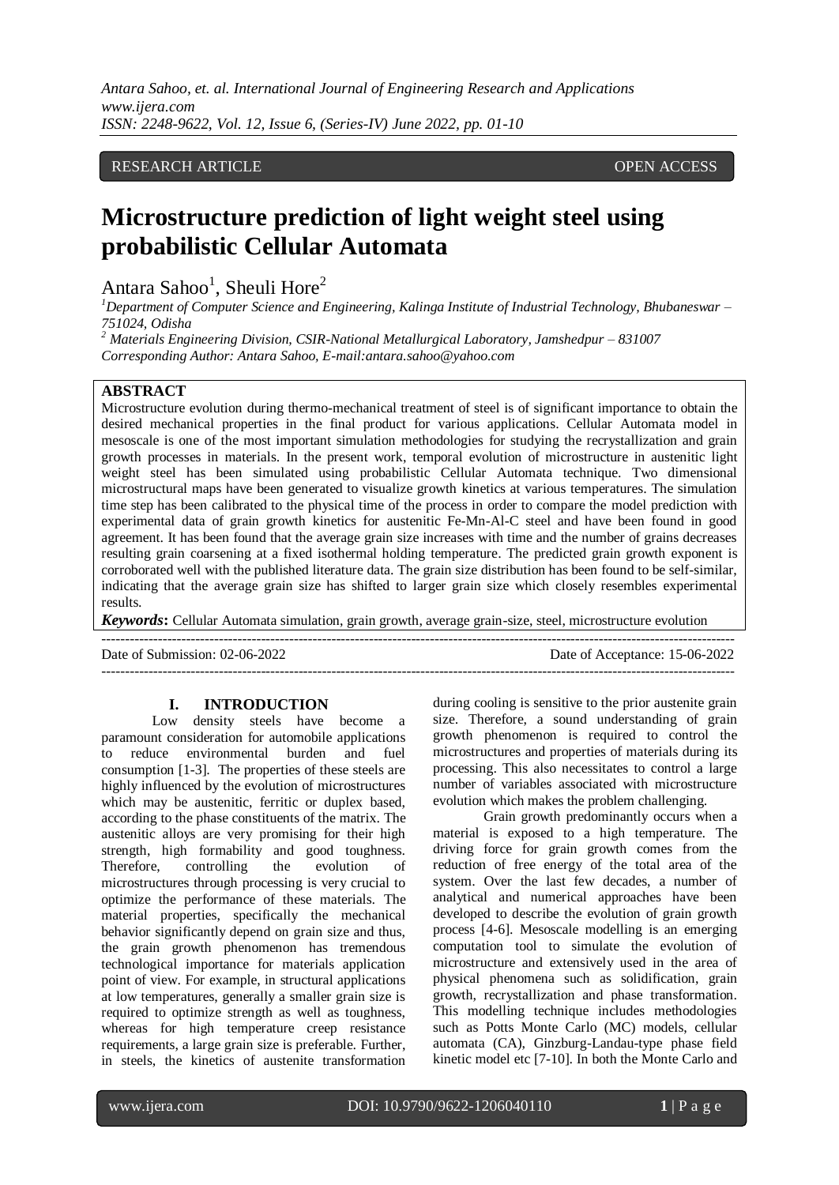RESEARCH ARTICLE OPEN ACCESS

# Microstructure prediction of light weight steel using probabilistic Cellular Automata

Antara Sahoo[1], Sheuli Hore[2]

[1]Department of Computer Science and Engineering, Kalinga Institute of Industrial Technology, Bhubaneswar – 751024, Odisha

[2] Materials Engineering Division, CSIR-National Metallurgical Laboratory, Jamshedpur – 831007

Corresponding Author: Antara Sahoo, E-mail:antara.sahoo@yahoo.com

## ABSTRACT

Microstructure evolution during thermo-mechanical treatment of steel is of significant importance to obtain the desired mechanical properties in the final product for various applications. Cellular Automata model in mesoscale is one of the most important simulation methodologies for studying the recrystallization and grain growth processes in materials. In the present work, temporal evolution of microstructure in austenitic light weight steel has been simulated using probabilistic Cellular Automata technique. Two dimensional microstructural maps have been generated to visualize growth kinetics at various temperatures. The simulation time step has been calibrated to the physical time of the process in order to compare the model prediction with experimental data of grain growth kinetics for austenitic Fe-Mn-Al-C steel and have been found in good agreement. It has been found that the average grain size increases with time and the number of grains decreases resulting grain coarsening at a fixed isothermal holding temperature. The predicted grain growth exponent is corroborated well with the published literature data. The grain size distribution has been found to be self-similar, indicating that the average grain size has shifted to larger grain size which closely resembles experimental results.

***Keywords*:** Cellular Automata simulation, grain growth, average grain-size, steel, microstructure evolution

---

Date of Submission: 02-06-2022 Date of Acceptance: 15-06-2022

---

## I. INTRODUCTION

Low density steels have become a paramount consideration for automobile applications to reduce environmental burden and fuel consumption [1-3]. The properties of these steels are highly influenced by the evolution of microstructures which may be austenitic, ferritic or duplex based, according to the phase constituents of the matrix. The austenitic alloys are very promising for their high strength, high formability and good toughness. Therefore, controlling the evolution of microstructures through processing is very crucial to optimize the performance of these materials. The material properties, specifically the mechanical behavior significantly depend on grain size and thus, the grain growth phenomenon has tremendous technological importance for materials application point of view. For example, in structural applications at low temperatures, generally a smaller grain size is required to optimize strength as well as toughness, whereas for high temperature creep resistance requirements, a large grain size is preferable. Further, in steels, the kinetics of austenite transformation during cooling is sensitive to the prior austenite grain size. Therefore, a sound understanding of grain growth phenomenon is required to control the microstructures and properties of materials during its processing. This also necessitates to control a large number of variables associated with microstructure evolution which makes the problem challenging.

Grain growth predominantly occurs when a material is exposed to a high temperature. The driving force for grain growth comes from the reduction of free energy of the total area of the system. Over the last few decades, a number of analytical and numerical approaches have been developed to describe the evolution of grain growth process [4-6]. Mesoscale modelling is an emerging computation tool to simulate the evolution of microstructure and extensively used in the area of physical phenomena such as solidification, grain growth, recrystallization and phase transformation. This modelling technique includes methodologies such as Potts Monte Carlo (MC) models, cellular automata (CA), Ginzburg-Landau-type phase field kinetic model etc [7-10]. In both the Monte Carlo and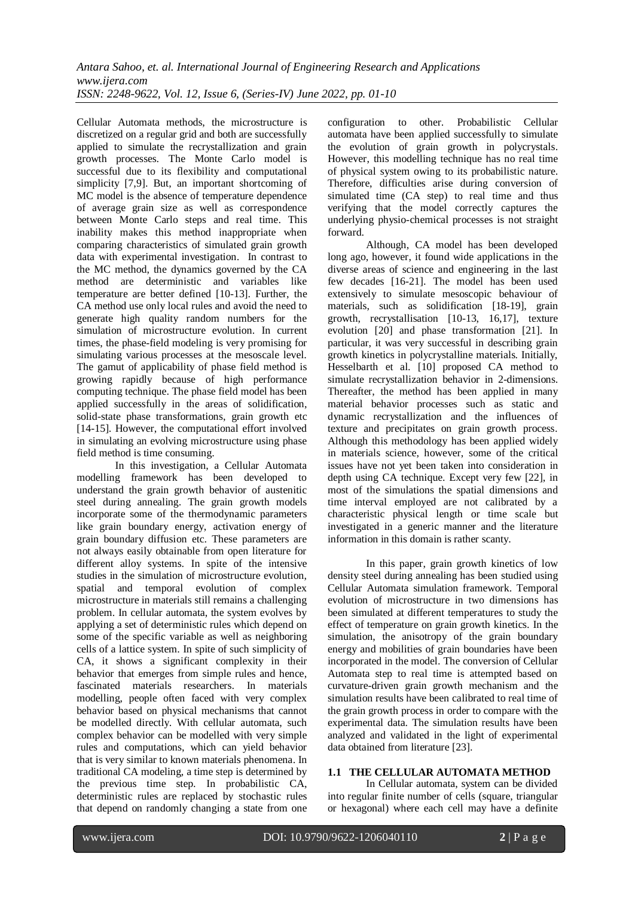Cellular Automata methods, the microstructure is discretized on a regular grid and both are successfully applied to simulate the recrystallization and grain growth processes. The Monte Carlo model is successful due to its flexibility and computational simplicity [7,9]. But, an important shortcoming of MC model is the absence of temperature dependence of average grain size as well as correspondence between Monte Carlo steps and real time. This inability makes this method inappropriate when comparing characteristics of simulated grain growth data with experimental investigation. In contrast to the MC method, the dynamics governed by the CA method are deterministic and variables like temperature are better defined [10-13]. Further, the CA method use only local rules and avoid the need to generate high quality random numbers for the simulation of microstructure evolution. In current times, the phase-field modeling is very promising for simulating various processes at the mesoscale level. The gamut of applicability of phase field method is growing rapidly because of high performance computing technique. The phase field model has been applied successfully in the areas of solidification, solid-state phase transformations, grain growth etc [14-15]. However, the computational effort involved in simulating an evolving microstructure using phase field method is time consuming.

In this investigation, a Cellular Automata modelling framework has been developed to understand the grain growth behavior of austenitic steel during annealing. The grain growth models incorporate some of the thermodynamic parameters like grain boundary energy, activation energy of grain boundary diffusion etc. These parameters are not always easily obtainable from open literature for different alloy systems. In spite of the intensive studies in the simulation of microstructure evolution, spatial and temporal evolution of complex microstructure in materials still remains a challenging problem. In cellular automata, the system evolves by applying a set of deterministic rules which depend on some of the specific variable as well as neighboring cells of a lattice system. In spite of such simplicity of CA, it shows a significant complexity in their behavior that emerges from simple rules and hence, fascinated materials researchers. In materials modelling, people often faced with very complex behavior based on physical mechanisms that cannot be modelled directly. With cellular automata, such complex behavior can be modelled with very simple rules and computations, which can yield behavior that is very similar to known materials phenomena. In traditional CA modeling, a time step is determined by the previous time step. In probabilistic CA, deterministic rules are replaced by stochastic rules that depend on randomly changing a state from one configuration to other. Probabilistic Cellular automata have been applied successfully to simulate the evolution of grain growth in polycrystals. However, this modelling technique has no real time of physical system owing to its probabilistic nature. Therefore, difficulties arise during conversion of simulated time (CA step) to real time and thus verifying that the model correctly captures the underlying physio-chemical processes is not straight forward.

Although, CA model has been developed long ago, however, it found wide applications in the diverse areas of science and engineering in the last few decades [16-21]. The model has been used extensively to simulate mesoscopic behaviour of materials, such as solidification [18-19], grain growth, recrystallisation [10-13, 16,17], texture evolution [20] and phase transformation [21]. In particular, it was very successful in describing grain growth kinetics in polycrystalline materials. Initially, Hesselbarth et al. [10] proposed CA method to simulate recrystallization behavior in 2-dimensions. Thereafter, the method has been applied in many material behavior processes such as static and dynamic recrystallization and the influences of texture and precipitates on grain growth process. Although this methodology has been applied widely in materials science, however, some of the critical issues have not yet been taken into consideration in depth using CA technique. Except very few [22], in most of the simulations the spatial dimensions and time interval employed are not calibrated by a characteristic physical length or time scale but investigated in a generic manner and the literature information in this domain is rather scanty.

In this paper, grain growth kinetics of low density steel during annealing has been studied using Cellular Automata simulation framework. Temporal evolution of microstructure in two dimensions has been simulated at different temperatures to study the effect of temperature on grain growth kinetics. In the simulation, the anisotropy of the grain boundary energy and mobilities of grain boundaries have been incorporated in the model. The conversion of Cellular Automata step to real time is attempted based on curvature-driven grain growth mechanism and the simulation results have been calibrated to real time of the grain growth process in order to compare with the experimental data. The simulation results have been analyzed and validated in the light of experimental data obtained from literature [23].

### 1.1 THE CELLULAR AUTOMATA METHOD

In Cellular automata, system can be divided into regular finite number of cells (square, triangular or hexagonal) where each cell may have a definite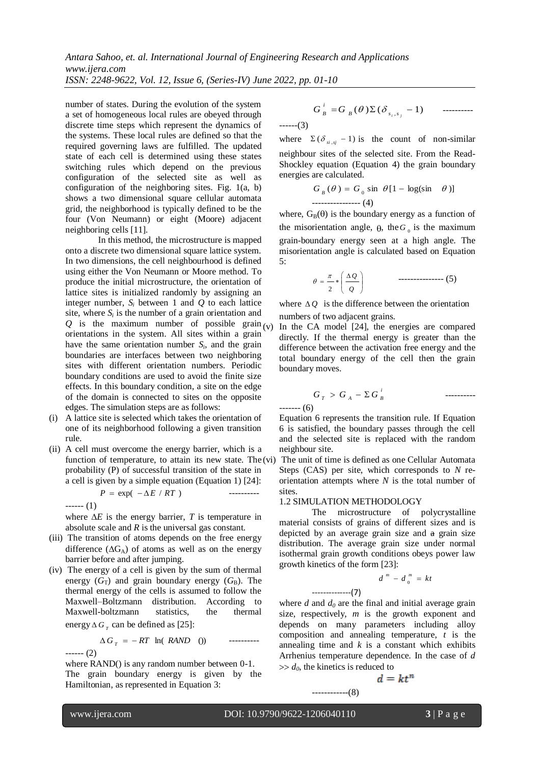number of states. During the evolution of the system a set of homogeneous local rules are obeyed through discrete time steps which represent the dynamics of the systems. These local rules are defined so that the required governing laws are fulfilled. The updated state of each cell is determined using these states switching rules which depend on the previous configuration of the selected site as well as configuration of the neighboring sites. Fig. 1(a, b) shows a two dimensional square cellular automata grid, the neighborhood is typically defined to be the four (Von Neumann) or eight (Moore) adjacent neighboring cells [11].

In this method, the microstructure is mapped onto a discrete two dimensional square lattice system. In two dimensions, the cell neighbourhood is defined using either the Von Neumann or Moore method. To produce the initial microstructure, the orientation of lattice sites is initialized randomly by assigning an integer number, $S_i$ between 1 and $Q$ to each lattice site, where $S_i$ is the number of a grain orientation and $Q$ is the maximum number of possible grain orientations in the system. All sites within a grain have the same orientation number $S_i$, and the grain boundaries are interfaces between two neighboring sites with different orientation numbers. Periodic boundary conditions are used to avoid the finite size effects. In this boundary condition, a site on the edge of the domain is connected to sites on the opposite edges. The simulation steps are as follows:

(i) A lattice site is selected which takes the orientation of one of its neighborhood following a given transition rule.

(ii) A cell must overcome the energy barrier, which is a function of temperature, to attain its new state. The probability (P) of successful transition of the state in a cell is given by a simple equation (Equation 1) [24]:

$$P = \exp(-\Delta E / RT) \qquad (1)$$

where $\Delta E$ is the energy barrier, $T$ is temperature in absolute scale and $R$ is the universal gas constant.

(iii) The transition of atoms depends on the free energy difference ($\Delta G_A$) of atoms as well as on the energy barrier before and after jumping.

(iv) The energy of a cell is given by the sum of thermal energy ($G_T$) and grain boundary energy ($G_B$). The thermal energy of the cells is assumed to follow the Maxwell–Boltzmann distribution. According to Maxwell-boltzmann statistics, the thermal energy $\Delta G_T$ can be defined as [25]:

$$\Delta G_T = -RT \ln(RAND()) \qquad (2)$$

where RAND() is any random number between 0-1. The grain boundary energy is given by the Hamiltonian, as represented in Equation 3:

$$G_B^i = G_B(\theta)\Sigma(\delta_{s_i,s_j} - 1) \qquad (3)$$

where $\Sigma(\delta_{si,sj} - 1)$ is the count of non-similar neighbour sites of the selected site. From the Read-Shockley equation (Equation 4) the grain boundary energies are calculated.

$$G_B(\theta) = G_0 \sin\theta[1 - \log(\sin\theta)] \qquad (4)$$

where, $G_B(\theta)$ is the boundary energy as a function of the misorientation angle, $\theta$, the $G_0$ is the maximum grain-boundary energy seen at a high angle. The misorientation angle is calculated based on Equation 5:

$$\theta = \frac{\pi}{2} * \left(\frac{\Delta Q}{Q}\right) \qquad (5)$$

where $\Delta Q$ is the difference between the orientation numbers of two adjacent grains.

(v) In the CA model [24], the energies are compared directly. If the thermal energy is greater than the difference between the activation free energy and the total boundary energy of the cell then the grain boundary moves.

$$G_T > G_A - \Sigma G_B^i \qquad (6)$$

Equation 6 represents the transition rule. If Equation 6 is satisfied, the boundary passes through the cell and the selected site is replaced with the random neighbour site.

(vi) The unit of time is defined as one Cellular Automata Steps (CAS) per site, which corresponds to $N$ re-orientation attempts where $N$ is the total number of sites.

### 1.2 SIMULATION METHODOLOGY

The microstructure of polycrystalline material consists of grains of different sizes and is depicted by an average grain size and ~~a~~ grain size distribution. The average grain size under normal isothermal grain growth conditions obeys power law growth kinetics of the form [23]:

$$d^m - d_0^m = kt \qquad (7)$$

where $d$ and $d_0$ are the final and initial average grain size, respectively, $m$ is the growth exponent and depends on many parameters including alloy composition and annealing temperature, $t$ is the annealing time and $k$ is a constant which exhibits Arrhenius temperature dependence. In the case of $d >> d_0$, the kinetics is reduced to

$$d = kt^n \qquad (8)$$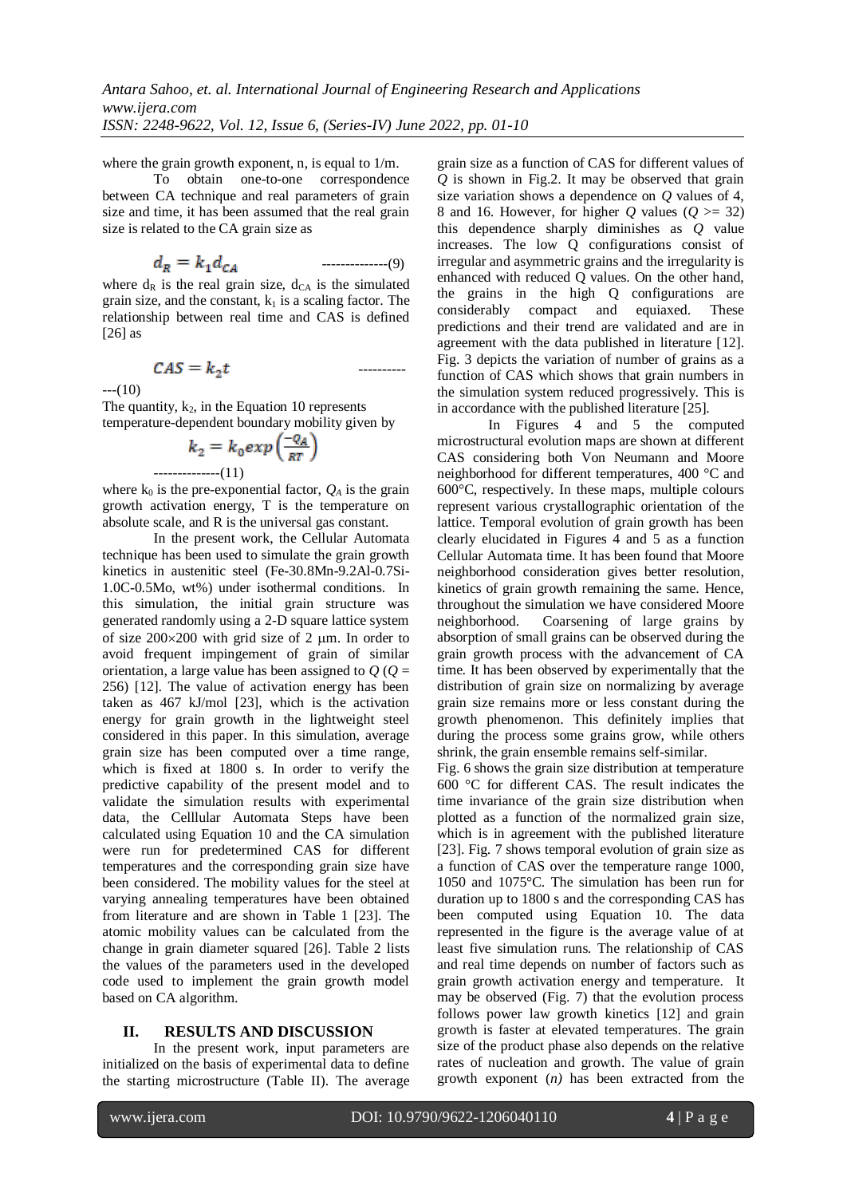where the grain growth exponent, n, is equal to 1/m.

To obtain one-to-one correspondence between CA technique and real parameters of grain size and time, it has been assumed that the real grain size is related to the CA grain size as

$$d_R = k_1 d_{CA} \quad \text{--------------(9)}$$

where $d_R$ is the real grain size, $d_{CA}$ is the simulated grain size, and the constant, $k_1$ is a scaling factor. The relationship between real time and CAS is defined [26] as

$$CAS = k_2 t \quad \text{-------------(10)}$$

The quantity, $k_2$, in the Equation 10 represents temperature-dependent boundary mobility given by

$$k_2 = k_0 exp\left(\frac{-Q_A}{RT}\right) \quad \text{--------------(11)}$$

where $k_0$ is the pre-exponential factor, $Q_A$ is the grain growth activation energy, T is the temperature on absolute scale, and R is the universal gas constant.

In the present work, the Cellular Automata technique has been used to simulate the grain growth kinetics in austenitic steel (Fe-30.8Mn-9.2Al-0.7Si-1.0C-0.5Mo, wt%) under isothermal conditions. In this simulation, the initial grain structure was generated randomly using a 2-D square lattice system of size 200×200 with grid size of 2 μm. In order to avoid frequent impingement of grain of similar orientation, a large value has been assigned to $Q$ ($Q$ = 256) [12]. The value of activation energy has been taken as 467 kJ/mol [23], which is the activation energy for grain growth in the lightweight steel considered in this paper. In this simulation, average grain size has been computed over a time range, which is fixed at 1800 s. In order to verify the predictive capability of the present model and to validate the simulation results with experimental data, the Celllular Automata Steps have been calculated using Equation 10 and the CA simulation were run for predetermined CAS for different temperatures and the corresponding grain size have been considered. The mobility values for the steel at varying annealing temperatures have been obtained from literature and are shown in Table 1 [23]. The atomic mobility values can be calculated from the change in grain diameter squared [26]. Table 2 lists the values of the parameters used in the developed code used to implement the grain growth model based on CA algorithm.

## II. RESULTS AND DISCUSSION

In the present work, input parameters are initialized on the basis of experimental data to define the starting microstructure (Table II). The average grain size as a function of CAS for different values of $Q$ is shown in Fig.2. It may be observed that grain size variation shows a dependence on $Q$ values of 4, 8 and 16. However, for higher $Q$ values ($Q$ >= 32) this dependence sharply diminishes as $Q$ value increases. The low Q configurations consist of irregular and asymmetric grains and the irregularity is enhanced with reduced Q values. On the other hand, the grains in the high Q configurations are considerably compact and equiaxed. These predictions and their trend are validated and are in agreement with the data published in literature [12]. Fig. 3 depicts the variation of number of grains as a function of CAS which shows that grain numbers in the simulation system reduced progressively. This is in accordance with the published literature [25].

In Figures 4 and 5 the computed microstructural evolution maps are shown at different CAS considering both Von Neumann and Moore neighborhood for different temperatures, 400 °C and 600°C, respectively. In these maps, multiple colours represent various crystallographic orientation of the lattice. Temporal evolution of grain growth has been clearly elucidated in Figures 4 and 5 as a function Cellular Automata time. It has been found that Moore neighborhood consideration gives better resolution, kinetics of grain growth remaining the same. Hence, throughout the simulation we have considered Moore neighborhood. Coarsening of large grains by absorption of small grains can be observed during the grain growth process with the advancement of CA time. It has been observed by experimentally that the distribution of grain size on normalizing by average grain size remains more or less constant during the growth phenomenon. This definitely implies that during the process some grains grow, while others shrink, the grain ensemble remains self-similar.

Fig. 6 shows the grain size distribution at temperature 600 °C for different CAS. The result indicates the time invariance of the grain size distribution when plotted as a function of the normalized grain size, which is in agreement with the published literature [23]. Fig. 7 shows temporal evolution of grain size as a function of CAS over the temperature range 1000, 1050 and 1075°C. The simulation has been run for duration up to 1800 s and the corresponding CAS has been computed using Equation 10. The data represented in the figure is the average value of at least five simulation runs. The relationship of CAS and real time depends on number of factors such as grain growth activation energy and temperature. It may be observed (Fig. 7) that the evolution process follows power law growth kinetics [12] and grain growth is faster at elevated temperatures. The grain size of the product phase also depends on the relative rates of nucleation and growth. The value of grain growth exponent ($n$) has been extracted from the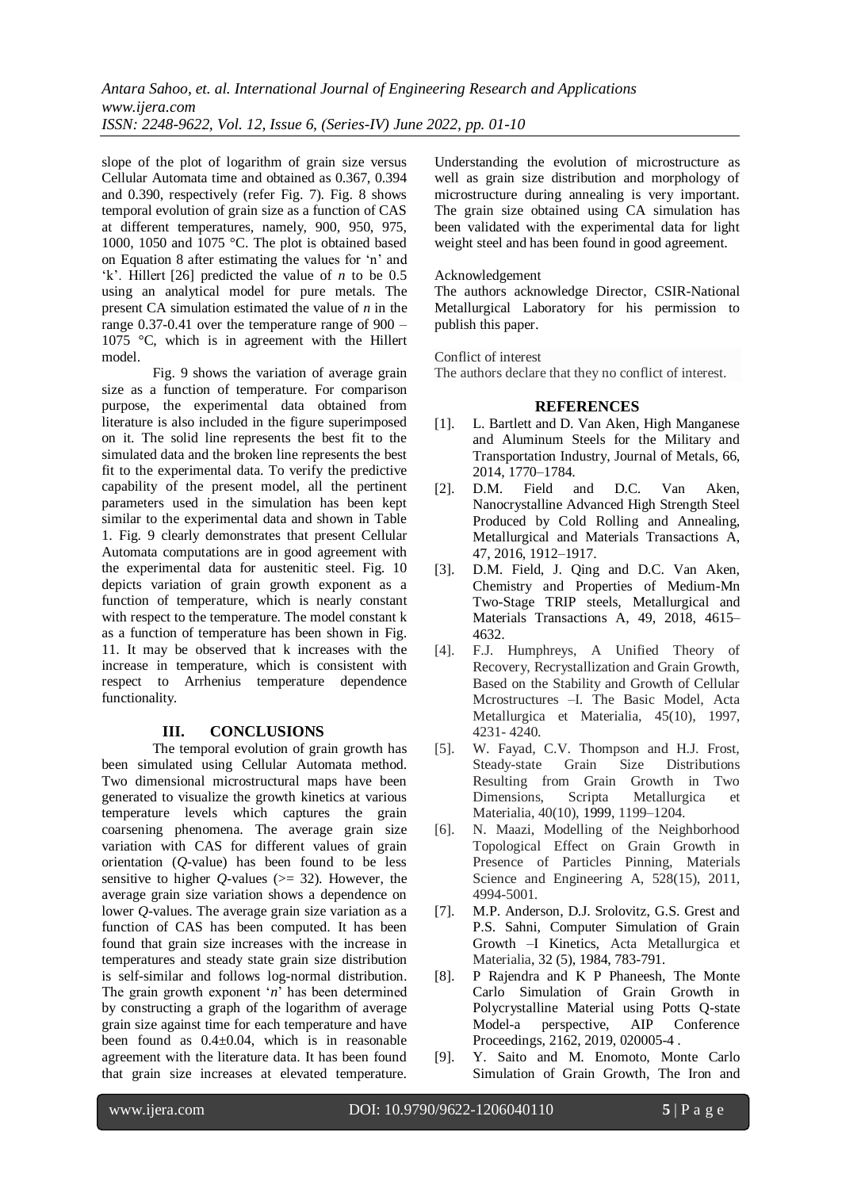slope of the plot of logarithm of grain size versus Cellular Automata time and obtained as 0.367, 0.394 and 0.390, respectively (refer Fig. 7). Fig. 8 shows temporal evolution of grain size as a function of CAS at different temperatures, namely, 900, 950, 975, 1000, 1050 and 1075 °C. The plot is obtained based on Equation 8 after estimating the values for 'n' and 'k'. Hillert [26] predicted the value of *n* to be 0.5 using an analytical model for pure metals. The present CA simulation estimated the value of *n* in the range 0.37-0.41 over the temperature range of 900 – 1075 °C, which is in agreement with the Hillert model.

Fig. 9 shows the variation of average grain size as a function of temperature. For comparison purpose, the experimental data obtained from literature is also included in the figure superimposed on it. The solid line represents the best fit to the simulated data and the broken line represents the best fit to the experimental data. To verify the predictive capability of the present model, all the pertinent parameters used in the simulation has been kept similar to the experimental data and shown in Table 1. Fig. 9 clearly demonstrates that present Cellular Automata computations are in good agreement with the experimental data for austenitic steel. Fig. 10 depicts variation of grain growth exponent as a function of temperature, which is nearly constant with respect to the temperature. The model constant k as a function of temperature has been shown in Fig. 11. It may be observed that k increases with the increase in temperature, which is consistent with respect to Arrhenius temperature dependence functionality.

## III. CONCLUSIONS

The temporal evolution of grain growth has been simulated using Cellular Automata method. Two dimensional microstructural maps have been generated to visualize the growth kinetics at various temperature levels which captures the grain coarsening phenomena. The average grain size variation with CAS for different values of grain orientation (*Q*-value) has been found to be less sensitive to higher *Q*-values (>= 32). However, the average grain size variation shows a dependence on lower *Q*-values. The average grain size variation as a function of CAS has been computed. It has been found that grain size increases with the increase in temperatures and steady state grain size distribution is self-similar and follows log-normal distribution. The grain growth exponent '*n*' has been determined by constructing a graph of the logarithm of average grain size against time for each temperature and have been found as 0.4±0.04, which is in reasonable agreement with the literature data. It has been found that grain size increases at elevated temperature. Understanding the evolution of microstructure as well as grain size distribution and morphology of microstructure during annealing is very important. The grain size obtained using CA simulation has been validated with the experimental data for light weight steel and has been found in good agreement.

Acknowledgement

The authors acknowledge Director, CSIR-National Metallurgical Laboratory for his permission to publish this paper.

Conflict of interest

The authors declare that they no conflict of interest.

## REFERENCES

[1]. L. Bartlett and D. Van Aken, High Manganese and Aluminum Steels for the Military and Transportation Industry, Journal of Metals, 66, 2014, 1770–1784.

[2]. D.M. Field and D.C. Van Aken, Nanocrystalline Advanced High Strength Steel Produced by Cold Rolling and Annealing, Metallurgical and Materials Transactions A, 47, 2016, 1912–1917.

[3]. D.M. Field, J. Qing and D.C. Van Aken, Chemistry and Properties of Medium-Mn Two-Stage TRIP steels, Metallurgical and Materials Transactions A, 49, 2018, 4615–4632.

[4]. F.J. Humphreys, A Unified Theory of Recovery, Recrystallization and Grain Growth, Based on the Stability and Growth of Cellular Mcrostructures –I. The Basic Model, Acta Metallurgica et Materialia, 45(10), 1997, 4231- 4240.

[5]. W. Fayad, C.V. Thompson and H.J. Frost, Steady-state Grain Size Distributions Resulting from Grain Growth in Two Dimensions, Scripta Metallurgica et Materialia, 40(10), 1999, 1199–1204.

[6]. N. Maazi, Modelling of the Neighborhood Topological Effect on Grain Growth in Presence of Particles Pinning, Materials Science and Engineering A, 528(15), 2011, 4994-5001.

[7]. M.P. Anderson, D.J. Srolovitz, G.S. Grest and P.S. Sahni, Computer Simulation of Grain Growth –I Kinetics, Acta Metallurgica et Materialia, 32 (5), 1984, 783-791.

[8]. P Rajendra and K P Phaneesh, The Monte Carlo Simulation of Grain Growth in Polycrystalline Material using Potts Q-state Model-a perspective, AIP Conference Proceedings, 2162, 2019, 020005-4 .

[9]. Y. Saito and M. Enomoto, Monte Carlo Simulation of Grain Growth, The Iron and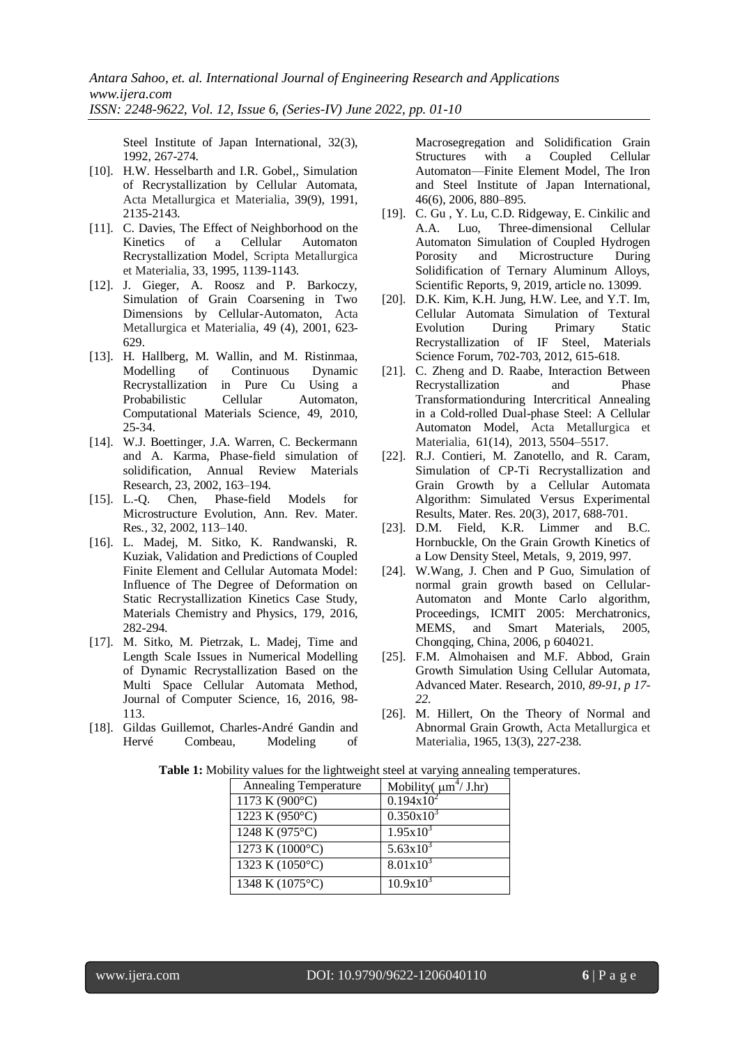Steel Institute of Japan International, 32(3), 1992, 267-274.

[10]. H.W. Hesselbarth and I.R. Gobel,, Simulation of Recrystallization by Cellular Automata, Acta Metallurgica et Materialia, 39(9), 1991, 2135-2143.

[11]. C. Davies, The Effect of Neighborhood on the Kinetics of a Cellular Automaton Recrystallization Model, Scripta Metallurgica et Materialia, 33, 1995, 1139-1143.

[12]. J. Gieger, A. Roosz and P. Barkoczy, Simulation of Grain Coarsening in Two Dimensions by Cellular-Automaton, Acta Metallurgica et Materialia, 49 (4), 2001, 623-629.

[13]. H. Hallberg, M. Wallin, and M. Ristinmaa, Modelling of Continuous Dynamic Recrystallization in Pure Cu Using a Probabilistic Cellular Automaton, Computational Materials Science, 49, 2010, 25-34.

[14]. W.J. Boettinger, J.A. Warren, C. Beckermann and A. Karma, Phase-field simulation of solidification, Annual Review Materials Research, 23, 2002, 163–194.

[15]. L.-Q. Chen, Phase-field Models for Microstructure Evolution, Ann. Rev. Mater. Res., 32, 2002, 113–140.

[16]. L. Madej, M. Sitko, K. Randwanski, R. Kuziak, Validation and Predictions of Coupled Finite Element and Cellular Automata Model: Influence of The Degree of Deformation on Static Recrystallization Kinetics Case Study, Materials Chemistry and Physics, 179, 2016, 282-294.

[17]. M. Sitko, M. Pietrzak, L. Madej, Time and Length Scale Issues in Numerical Modelling of Dynamic Recrystallization Based on the Multi Space Cellular Automata Method, Journal of Computer Science, 16, 2016, 98-113.

[18]. Gildas Guillemot, Charles-André Gandin and Hervé Combeau, Modeling of Macrosegregation and Solidification Grain Structures with a Coupled Cellular Automaton—Finite Element Model, The Iron and Steel Institute of Japan International, 46(6), 2006, 880–895.

[19]. C. Gu , Y. Lu, C.D. Ridgeway, E. Cinkilic and A.A. Luo, Three-dimensional Cellular Automaton Simulation of Coupled Hydrogen Porosity and Microstructure During Solidification of Ternary Aluminum Alloys, Scientific Reports, 9, 2019, article no. 13099.

[20]. D.K. Kim, K.H. Jung, H.W. Lee, and Y.T. Im, Cellular Automata Simulation of Textural Evolution During Primary Static Recrystallization of IF Steel, Materials Science Forum, 702-703, 2012, 615-618.

[21]. C. Zheng and D. Raabe, Interaction Between Recrystallization and Phase Transformationduring Intercritical Annealing in a Cold-rolled Dual-phase Steel: A Cellular Automaton Model, Acta Metallurgica et Materialia, 61(14), 2013, 5504–5517.

[22]. R.J. Contieri, M. Zanotello, and R. Caram, Simulation of CP-Ti Recrystallization and Grain Growth by a Cellular Automata Algorithm: Simulated Versus Experimental Results, Mater. Res. 20(3), 2017, 688-701.

[23]. D.M. Field, K.R. Limmer and B.C. Hornbuckle, On the Grain Growth Kinetics of a Low Density Steel, Metals, 9, 2019, 997.

[24]. W.Wang, J. Chen and P Guo, Simulation of normal grain growth based on Cellular-Automaton and Monte Carlo algorithm, Proceedings, ICMIT 2005: Merchatronics, MEMS, and Smart Materials, 2005, Chongqing, China, 2006, p 604021.

[25]. F.M. Almohaisen and M.F. Abbod, Grain Growth Simulation Using Cellular Automata, Advanced Mater. Research, 2010, *89-91, p 17-22.*

[26]. M. Hillert, On the Theory of Normal and Abnormal Grain Growth, Acta Metallurgica et Materialia, 1965, 13(3), 227-238.

**Table 1:** Mobility values for the lightweight steel at varying annealing temperatures.

| Annealing Temperature | Mobility( $\mu m^4$/ J.hr) |
|---|---|
| 1173 K (900°C) | $0.194 \times 10^2$ |
| 1223 K (950°C) | $0.350 \times 10^3$ |
| 1248 K (975°C) | $1.95 \times 10^3$ |
| 1273 K (1000°C) | $5.63 \times 10^3$ |
| 1323 K (1050°C) | $8.01 \times 10^3$ |
| 1348 K (1075°C) | $10.9 \times 10^3$ |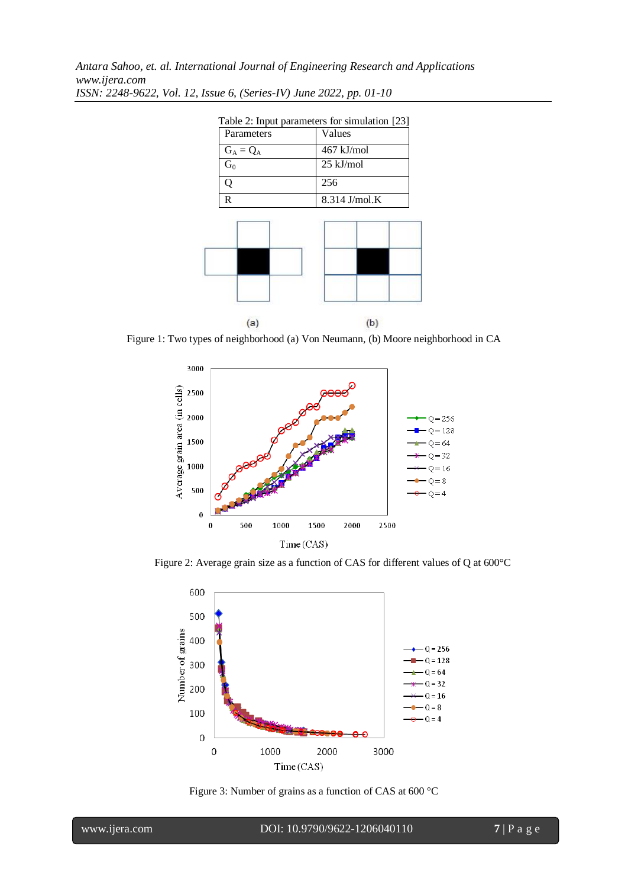Table 2: Input parameters for simulation [23]

| Parameters | Values |
|---|---|
| $G_A = Q_A$ | 467 kJ/mol |
| $G_0$ | 25 kJ/mol |
| Q | 256 |
| R | 8.314 J/mol.K |

Figure 1: Two types of neighborhood (a) Von Neumann, (b) Moore neighborhood in CA

Figure 2: Average grain size as a function of CAS for different values of Q at 600°C

Figure 3: Number of grains as a function of CAS at 600 °C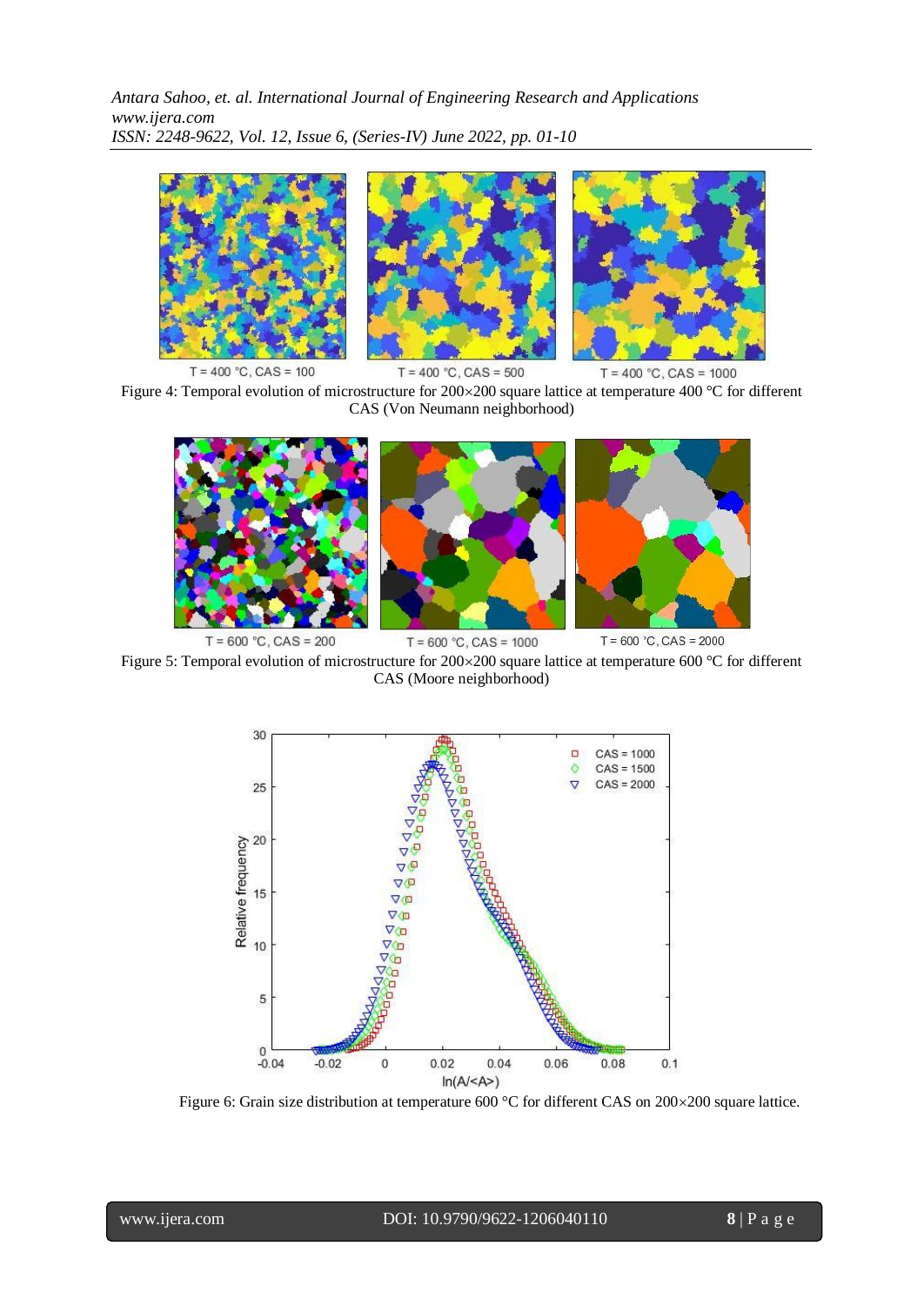T = 400 °C, CAS = 100 T = 400 °C, CAS = 500 T = 400 °C, CAS = 1000

Figure 4: Temporal evolution of microstructure for 200×200 square lattice at temperature 400 °C for different CAS (Von Neumann neighborhood)

T = 600 °C, CAS = 200 T = 600 °C, CAS = 1000 T = 600 °C, CAS = 2000

Figure 5: Temporal evolution of microstructure for 200×200 square lattice at temperature 600 °C for different CAS (Moore neighborhood)

Figure 6: Grain size distribution at temperature 600 °C for different CAS on 200×200 square lattice.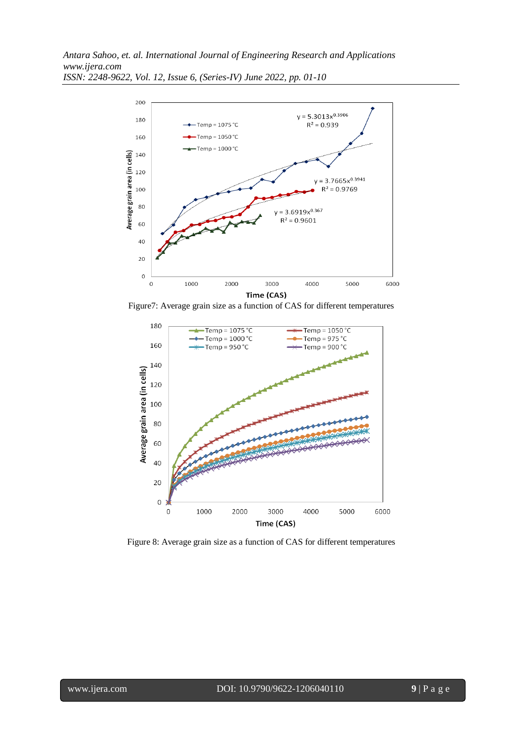Figure7: Average grain size as a function of CAS for different temperatures

Figure 8: Average grain size as a function of CAS for different temperatures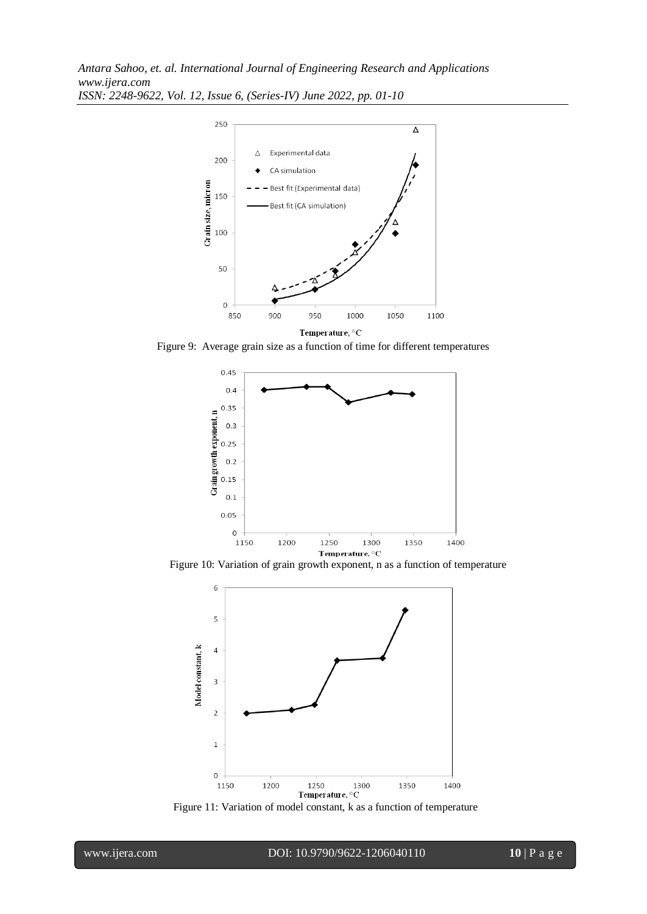250
200
150
100
50
0

850 900 950 1000 1050 1100

Grain size, micron

Temperature, °C

Experimental data
CA simulation
Best fit (Experimental data)
Best fit (CA simulation)

Figure 9: Average grain size as a function of time for different temperatures

0.45
0.4
0.35
0.3
0.25
0.2
0.15
0.1
0.05
0

1150 1200 1250 1300 1350 1400

Grain growth exponent, n

Temperature, °C

Figure 10: Variation of grain growth exponent, n as a function of temperature

6
5
4
3
2
1
0

1150 1200 1250 1300 1350 1400

Model constant, k

Temperature, °C

Figure 11: Variation of model constant, k as a function of temperature